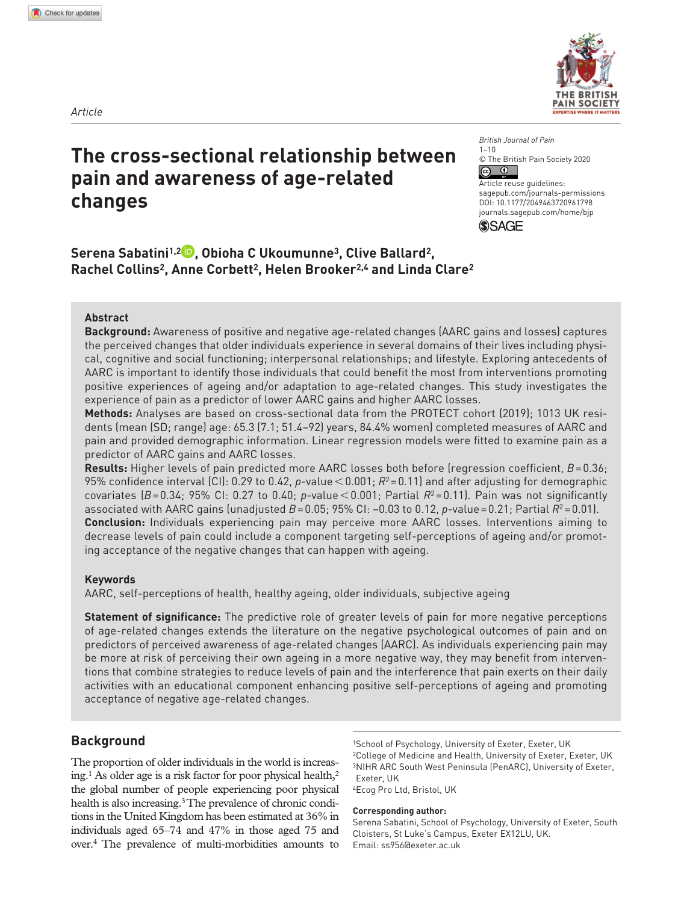Article

# The cross-sectional relationship between pain and awareness of age-related changes

British Journal of Pain
1–10
© The British Pain Society 2020
Article reuse guidelines: sagepub.com/journals-permissions
DOI: 10.1177/2049463720961798
journals.sagepub.com/home/bjp

**Serena Sabatini[1,2], Obioha C Ukoumunne[3], Clive Ballard[2], Rachel Collins[2], Anne Corbett[2], Helen Brooker[2,4] and Linda Clare[2]**

## Abstract

**Background:** Awareness of positive and negative age-related changes (AARC gains and losses) captures the perceived changes that older individuals experience in several domains of their lives including physical, cognitive and social functioning; interpersonal relationships; and lifestyle. Exploring antecedents of AARC is important to identify those individuals that could benefit the most from interventions promoting positive experiences of ageing and/or adaptation to age-related changes. This study investigates the experience of pain as a predictor of lower AARC gains and higher AARC losses.

**Methods:** Analyses are based on cross-sectional data from the PROTECT cohort (2019); 1013 UK residents (mean (SD; range) age: 65.3 (7.1; 51.4–92) years, 84.4% women) completed measures of AARC and pain and provided demographic information. Linear regression models were fitted to examine pain as a predictor of AARC gains and AARC losses.

**Results:** Higher levels of pain predicted more AARC losses both before (regression coefficient, $B = 0.36$; 95% confidence interval (CI): 0.29 to 0.42, $p$-value $< 0.001$; $R^2 = 0.11$) and after adjusting for demographic covariates ($B = 0.34$; 95% CI: 0.27 to 0.40; $p$-value $< 0.001$; Partial $R^2 = 0.11$). Pain was not significantly associated with AARC gains (unadjusted $B = 0.05$; 95% CI: –0.03 to 0.12, $p$-value $= 0.21$; Partial $R^2 = 0.01$).

**Conclusion:** Individuals experiencing pain may perceive more AARC losses. Interventions aiming to decrease levels of pain could include a component targeting self-perceptions of ageing and/or promoting acceptance of the negative changes that can happen with ageing.

### Keywords

AARC, self-perceptions of health, healthy ageing, older individuals, subjective ageing

**Statement of significance:** The predictive role of greater levels of pain for more negative perceptions of age-related changes extends the literature on the negative psychological outcomes of pain and on predictors of perceived awareness of age-related changes (AARC). As individuals experiencing pain may be more at risk of perceiving their own ageing in a more negative way, they may benefit from interventions that combine strategies to reduce levels of pain and the interference that pain exerts on their daily activities with an educational component enhancing positive self-perceptions of ageing and promoting acceptance of negative age-related changes.

## Background

The proportion of older individuals in the world is increasing.[1] As older age is a risk factor for poor physical health,[2] the global number of people experiencing poor physical health is also increasing.[3] The prevalence of chronic conditions in the United Kingdom has been estimated at 36% in individuals aged 65–74 and 47% in those aged 75 and over.[4] The prevalence of multi-morbidities amounts to

[1]School of Psychology, University of Exeter, Exeter, UK
[2]College of Medicine and Health, University of Exeter, Exeter, UK
[3]NIHR ARC South West Peninsula (PenARC), University of Exeter, Exeter, UK
[4]Ecog Pro Ltd, Bristol, UK

**Corresponding author:**
Serena Sabatini, School of Psychology, University of Exeter, South Cloisters, St Luke's Campus, Exeter EX12LU, UK.
Email: ss956@exeter.ac.uk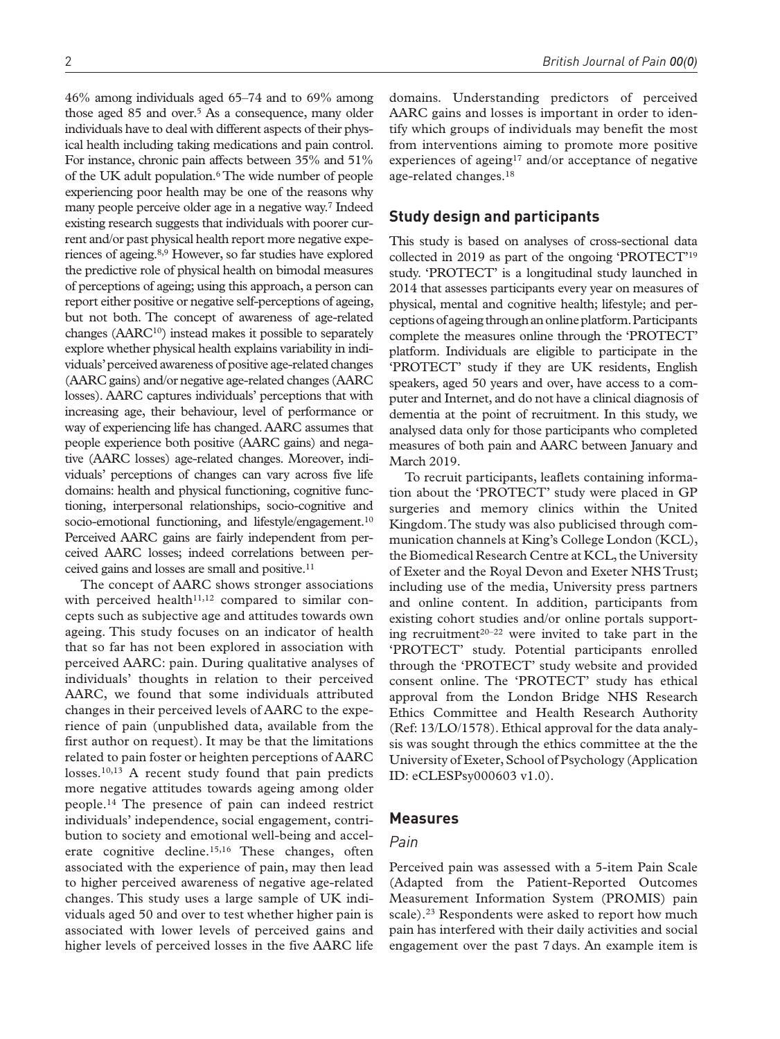46% among individuals aged 65–74 and to 69% among those aged 85 and over.[5] As a consequence, many older individuals have to deal with different aspects of their physical health including taking medications and pain control. For instance, chronic pain affects between 35% and 51% of the UK adult population.[6] The wide number of people experiencing poor health may be one of the reasons why many people perceive older age in a negative way.[7] Indeed existing research suggests that individuals with poorer current and/or past physical health report more negative experiences of ageing.[8,9] However, so far studies have explored the predictive role of physical health on bimodal measures of perceptions of ageing; using this approach, a person can report either positive or negative self-perceptions of ageing, but not both. The concept of awareness of age-related changes (AARC[10]) instead makes it possible to separately explore whether physical health explains variability in individuals' perceived awareness of positive age-related changes (AARC gains) and/or negative age-related changes (AARC losses). AARC captures individuals' perceptions that with increasing age, their behaviour, level of performance or way of experiencing life has changed. AARC assumes that people experience both positive (AARC gains) and negative (AARC losses) age-related changes. Moreover, individuals' perceptions of changes can vary across five life domains: health and physical functioning, cognitive functioning, interpersonal relationships, socio-cognitive and socio-emotional functioning, and lifestyle/engagement.[10] Perceived AARC gains are fairly independent from perceived AARC losses; indeed correlations between perceived gains and losses are small and positive.[11]

The concept of AARC shows stronger associations with perceived health[11,12] compared to similar concepts such as subjective age and attitudes towards own ageing. This study focuses on an indicator of health that so far has not been explored in association with perceived AARC: pain. During qualitative analyses of individuals' thoughts in relation to their perceived AARC, we found that some individuals attributed changes in their perceived levels of AARC to the experience of pain (unpublished data, available from the first author on request). It may be that the limitations related to pain foster or heighten perceptions of AARC losses.[10,13] A recent study found that pain predicts more negative attitudes towards ageing among older people.[14] The presence of pain can indeed restrict individuals' independence, social engagement, contribution to society and emotional well-being and accelerate cognitive decline.[15,16] These changes, often associated with the experience of pain, may then lead to higher perceived awareness of negative age-related changes. This study uses a large sample of UK individuals aged 50 and over to test whether higher pain is associated with lower levels of perceived gains and higher levels of perceived losses in the five AARC life domains. Understanding predictors of perceived AARC gains and losses is important in order to identify which groups of individuals may benefit the most from interventions aiming to promote more positive experiences of ageing[17] and/or acceptance of negative age-related changes.[18]

## Study design and participants

This study is based on analyses of cross-sectional data collected in 2019 as part of the ongoing 'PROTECT'[19] study. 'PROTECT' is a longitudinal study launched in 2014 that assesses participants every year on measures of physical, mental and cognitive health; lifestyle; and perceptions of ageing through an online platform. Participants complete the measures online through the 'PROTECT' platform. Individuals are eligible to participate in the 'PROTECT' study if they are UK residents, English speakers, aged 50 years and over, have access to a computer and Internet, and do not have a clinical diagnosis of dementia at the point of recruitment. In this study, we analysed data only for those participants who completed measures of both pain and AARC between January and March 2019.

To recruit participants, leaflets containing information about the 'PROTECT' study were placed in GP surgeries and memory clinics within the United Kingdom. The study was also publicised through communication channels at King's College London (KCL), the Biomedical Research Centre at KCL, the University of Exeter and the Royal Devon and Exeter NHS Trust; including use of the media, University press partners and online content. In addition, participants from existing cohort studies and/or online portals supporting recruitment[20–22] were invited to take part in the 'PROTECT' study. Potential participants enrolled through the 'PROTECT' study website and provided consent online. The 'PROTECT' study has ethical approval from the London Bridge NHS Research Ethics Committee and Health Research Authority (Ref: 13/LO/1578). Ethical approval for the data analysis was sought through the ethics committee at the the University of Exeter, School of Psychology (Application ID: eCLESPsy000603 v1.0).

## Measures

### *Pain*

Perceived pain was assessed with a 5-item Pain Scale (Adapted from the Patient-Reported Outcomes Measurement Information System (PROMIS) pain scale).[23] Respondents were asked to report how much pain has interfered with their daily activities and social engagement over the past 7 days. An example item is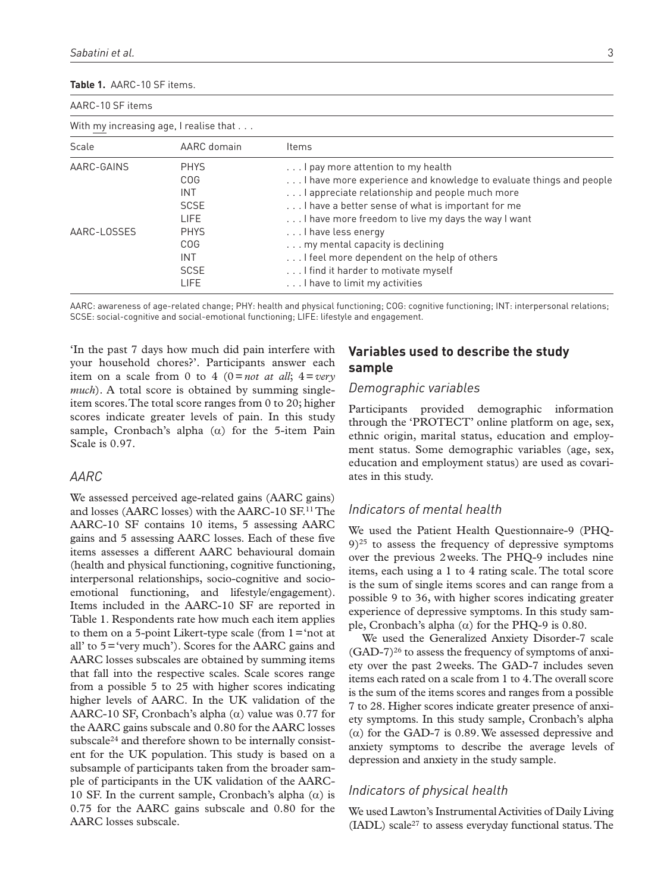**Table 1.** AARC-10 SF items.

| AARC-10 SF items | | |
|---|---|---|
| With my increasing age, I realise that . . . | | |
| Scale | AARC domain | Items |
| AARC-GAINS | PHYS | . . . I pay more attention to my health |
| | COG | . . . I have more experience and knowledge to evaluate things and people |
| | INT | . . . I appreciate relationship and people much more |
| | SCSE | . . . I have a better sense of what is important for me |
| | LIFE | . . . I have more freedom to live my days the way I want |
| AARC-LOSSES | PHYS | . . . I have less energy |
| | COG | . . . my mental capacity is declining |
| | INT | . . . I feel more dependent on the help of others |
| | SCSE | . . . I find it harder to motivate myself |
| | LIFE | . . . I have to limit my activities |

AARC: awareness of age-related change; PHY: health and physical functioning; COG: cognitive functioning; INT: interpersonal relations; SCSE: social-cognitive and social-emotional functioning; LIFE: lifestyle and engagement.

'In the past 7 days how much did pain interfere with your household chores?'. Participants answer each item on a scale from 0 to 4 (0 = *not at all*; 4 = *very much*). A total score is obtained by summing single-item scores. The total score ranges from 0 to 20; higher scores indicate greater levels of pain. In this study sample, Cronbach's alpha (α) for the 5-item Pain Scale is 0.97.

### *AARC*

We assessed perceived age-related gains (AARC gains) and losses (AARC losses) with the AARC-10 SF.[11] The AARC-10 SF contains 10 items, 5 assessing AARC gains and 5 assessing AARC losses. Each of these five items assesses a different AARC behavioural domain (health and physical functioning, cognitive functioning, interpersonal relationships, socio-cognitive and socio-emotional functioning, and lifestyle/engagement). Items included in the AARC-10 SF are reported in Table 1. Respondents rate how much each item applies to them on a 5-point Likert-type scale (from 1 = 'not at all' to 5 = 'very much'). Scores for the AARC gains and AARC losses subscales are obtained by summing items that fall into the respective scales. Scale scores range from a possible 5 to 25 with higher scores indicating higher levels of AARC. In the UK validation of the AARC-10 SF, Cronbach's alpha (α) value was 0.77 for the AARC gains subscale and 0.80 for the AARC losses subscale[24] and therefore shown to be internally consistent for the UK population. This study is based on a subsample of participants taken from the broader sample of participants in the UK validation of the AARC-10 SF. In the current sample, Cronbach's alpha (α) is 0.75 for the AARC gains subscale and 0.80 for the AARC losses subscale.

## Variables used to describe the study sample

### *Demographic variables*

Participants provided demographic information through the 'PROTECT' online platform on age, sex, ethnic origin, marital status, education and employment status. Some demographic variables (age, sex, education and employment status) are used as covariates in this study.

### *Indicators of mental health*

We used the Patient Health Questionnaire-9 (PHQ-9)[25] to assess the frequency of depressive symptoms over the previous 2 weeks. The PHQ-9 includes nine items, each using a 1 to 4 rating scale. The total score is the sum of single items scores and can range from a possible 9 to 36, with higher scores indicating greater experience of depressive symptoms. In this study sample, Cronbach's alpha (α) for the PHQ-9 is 0.80.

We used the Generalized Anxiety Disorder-7 scale (GAD-7)[26] to assess the frequency of symptoms of anxiety over the past 2 weeks. The GAD-7 includes seven items each rated on a scale from 1 to 4. The overall score is the sum of the items scores and ranges from a possible 7 to 28. Higher scores indicate greater presence of anxiety symptoms. In this study sample, Cronbach's alpha (α) for the GAD-7 is 0.89. We assessed depressive and anxiety symptoms to describe the average levels of depression and anxiety in the study sample.

### *Indicators of physical health*

We used Lawton's Instrumental Activities of Daily Living (IADL) scale[27] to assess everyday functional status. The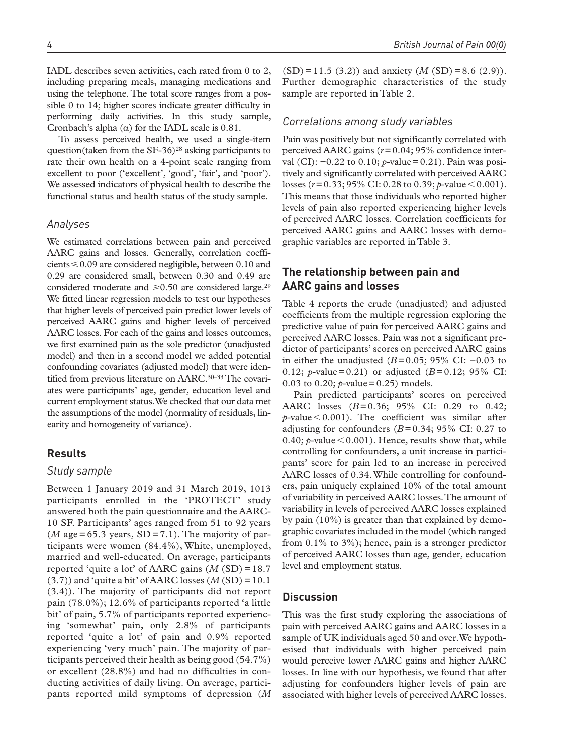IADL describes seven activities, each rated from 0 to 2, including preparing meals, managing medications and using the telephone. The total score ranges from a possible 0 to 14; higher scores indicate greater difficulty in performing daily activities. In this study sample, Cronbach's alpha ($\alpha$) for the IADL scale is 0.81.

To assess perceived health, we used a single-item question(taken from the SF-36)[28] asking participants to rate their own health on a 4-point scale ranging from excellent to poor ('excellent', 'good', 'fair', and 'poor'). We assessed indicators of physical health to describe the functional status and health status of the study sample.

### *Analyses*

We estimated correlations between pain and perceived AARC gains and losses. Generally, correlation coefficients $\leqslant 0.09$ are considered negligible, between 0.10 and 0.29 are considered small, between 0.30 and 0.49 are considered moderate and $\geqslant 0.50$ are considered large.[29] We fitted linear regression models to test our hypotheses that higher levels of perceived pain predict lower levels of perceived AARC gains and higher levels of perceived AARC losses. For each of the gains and losses outcomes, we first examined pain as the sole predictor (unadjusted model) and then in a second model we added potential confounding covariates (adjusted model) that were identified from previous literature on AARC.[30–33] The covariates were participants' age, gender, education level and current employment status. We checked that our data met the assumptions of the model (normality of residuals, linearity and homogeneity of variance).

## Results

### *Study sample*

Between 1 January 2019 and 31 March 2019, 1013 participants enrolled in the 'PROTECT' study answered both the pain questionnaire and the AARC-10 SF. Participants' ages ranged from 51 to 92 years (*M* age = 65.3 years, SD = 7.1). The majority of participants were women (84.4%), White, unemployed, married and well-educated. On average, participants reported 'quite a lot' of AARC gains (*M* (SD) = 18.7 (3.7)) and 'quite a bit' of AARC losses (*M* (SD) = 10.1 (3.4)). The majority of participants did not report pain (78.0%); 12.6% of participants reported 'a little bit' of pain, 5.7% of participants reported experiencing 'somewhat' pain, only 2.8% of participants reported 'quite a lot' of pain and 0.9% reported experiencing 'very much' pain. The majority of participants perceived their health as being good (54.7%) or excellent (28.8%) and had no difficulties in conducting activities of daily living. On average, participants reported mild symptoms of depression (*M* (SD) = 11.5 (3.2)) and anxiety (*M* (SD) = 8.6 (2.9)). Further demographic characteristics of the study sample are reported in Table 2.

### *Correlations among study variables*

Pain was positively but not significantly correlated with perceived AARC gains ($r = 0.04$; 95% confidence interval (CI): −0.22 to 0.10; $p$-value = 0.21). Pain was positively and significantly correlated with perceived AARC losses ($r = 0.33$; 95% CI: 0.28 to 0.39; $p$-value < 0.001). This means that those individuals who reported higher levels of pain also reported experiencing higher levels of perceived AARC losses. Correlation coefficients for perceived AARC gains and AARC losses with demographic variables are reported in Table 3.

## The relationship between pain and AARC gains and losses

Table 4 reports the crude (unadjusted) and adjusted coefficients from the multiple regression exploring the predictive value of pain for perceived AARC gains and perceived AARC losses. Pain was not a significant predictor of participants' scores on perceived AARC gains in either the unadjusted ($B = 0.05$; 95% CI: −0.03 to 0.12; $p$-value = 0.21) or adjusted ($B = 0.12$; 95% CI: 0.03 to 0.20; $p$-value = 0.25) models.

Pain predicted participants' scores on perceived AARC losses ($B = 0.36$; 95% CI: 0.29 to 0.42; $p$-value < 0.001). The coefficient was similar after adjusting for confounders ($B = 0.34$; 95% CI: 0.27 to 0.40; $p$-value < 0.001). Hence, results show that, while controlling for confounders, a unit increase in participants' score for pain led to an increase in perceived AARC losses of 0.34. While controlling for confounders, pain uniquely explained 10% of the total amount of variability in perceived AARC losses. The amount of variability in levels of perceived AARC losses explained by pain (10%) is greater than that explained by demographic covariates included in the model (which ranged from 0.1% to 3%); hence, pain is a stronger predictor of perceived AARC losses than age, gender, education level and employment status.

## Discussion

This was the first study exploring the associations of pain with perceived AARC gains and AARC losses in a sample of UK individuals aged 50 and over. We hypothesised that individuals with higher perceived pain would perceive lower AARC gains and higher AARC losses. In line with our hypothesis, we found that after adjusting for confounders higher levels of pain are associated with higher levels of perceived AARC losses.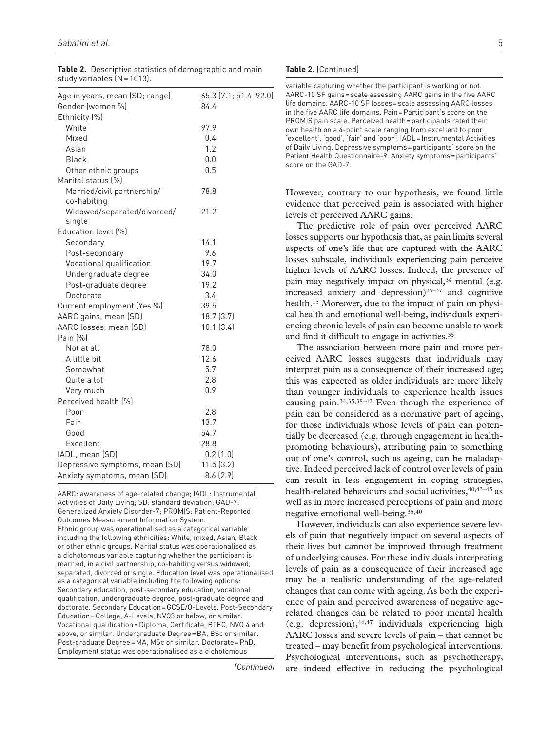**Table 2.** Descriptive statistics of demographic and main study variables (N = 1013).

| | |
|---|---|
| Age in years, mean (SD; range) | 65.3 (7.1; 51.4–92.0) |
| Gender (women %) | 84.4 |
| Ethnicity (%) | |
| White | 97.9 |
| Mixed | 0.4 |
| Asian | 1.2 |
| Black | 0.0 |
| Other ethnic groups | 0.5 |
| Marital status (%) | |
| Married/civil partnership/co-habiting | 78.8 |
| Widowed/separated/divorced/single | 21.2 |
| Education level (%) | |
| Secondary | 14.1 |
| Post-secondary | 9.6 |
| Vocational qualification | 19.7 |
| Undergraduate degree | 34.0 |
| Post-graduate degree | 19.2 |
| Doctorate | 3.4 |
| Current employment (Yes %) | 39.5 |
| AARC gains, mean (SD) | 18.7 (3.7) |
| AARC losses, mean (SD) | 10.1 (3.4) |
| Pain (%) | |
| Not at all | 78.0 |
| A little bit | 12.6 |
| Somewhat | 5.7 |
| Quite a lot | 2.8 |
| Very much | 0.9 |
| Perceived health (%) | |
| Poor | 2.8 |
| Fair | 13.7 |
| Good | 54.7 |
| Excellent | 28.8 |
| IADL, mean (SD) | 0.2 (1.0) |
| Depressive symptoms, mean (SD) | 11.5 (3.2) |
| Anxiety symptoms, mean (SD) | 8.6 (2.9) |

AARC: awareness of age-related change; IADL: Instrumental Activities of Daily Living; SD: standard deviation; GAD-7: Generalized Anxiety Disorder-7; PROMIS: Patient-Reported Outcomes Measurement Information System.
Ethnic group was operationalised as a categorical variable including the following ethnicities: White, mixed, Asian, Black or other ethnic groups. Marital status was operationalised as a dichotomous variable capturing whether the participant is married, in a civil partnership, co-habiting versus widowed, separated, divorced or single. Education level was operationalised as a categorical variable including the following options: Secondary education, post-secondary education, vocational qualification, undergraduate degree, post-graduate degree and doctorate. Secondary Education = GCSE/O-Levels. Post-Secondary Education = College, A-Levels, NVQ3 or below, or similar. Vocational qualification = Diploma, Certificate, BTEC, NVQ 4 and above, or similar. Undergraduate Degree = BA, BSc or similar. Post-graduate Degree = MA, MSc or similar. Doctorate = PhD. Employment status was operationalised as a dichotomous variable capturing whether the participant is working or not. AARC-10 SF gains = scale assessing AARC gains in the five AARC life domains. AARC-10 SF losses = scale assessing AARC losses in the five AARC life domains. Pain = Participant's score on the PROMIS pain scale. Perceived health = participants rated their own health on a 4-point scale ranging from excellent to poor 'excellent', 'good', 'fair' and 'poor'. IADL = Instrumental Activities of Daily Living. Depressive symptoms = participants' score on the Patient Health Questionnaire-9. Anxiety symptoms = participants' score on the GAD-7.

However, contrary to our hypothesis, we found little evidence that perceived pain is associated with higher levels of perceived AARC gains.

The predictive role of pain over perceived AARC losses supports our hypothesis that, as pain limits several aspects of one's life that are captured with the AARC losses subscale, individuals experiencing pain perceive higher levels of AARC losses. Indeed, the presence of pain may negatively impact on physical,[34] mental (e.g. increased anxiety and depression)[35–37] and cognitive health.[15] Moreover, due to the impact of pain on physical health and emotional well-being, individuals experiencing chronic levels of pain can become unable to work and find it difficult to engage in activities.[35]

The association between more pain and more perceived AARC losses suggests that individuals may interpret pain as a consequence of their increased age; this was expected as older individuals are more likely than younger individuals to experience health issues causing pain.[34,35,38–42] Even though the experience of pain can be considered as a normative part of ageing, for those individuals whose levels of pain can potentially be decreased (e.g. through engagement in health-promoting behaviours), attributing pain to something out of one's control, such as ageing, can be maladaptive. Indeed perceived lack of control over levels of pain can result in less engagement in coping strategies, health-related behaviours and social activities,[40,43–45] as well as in more increased perceptions of pain and more negative emotional well-being.[35,40]

However, individuals can also experience severe levels of pain that negatively impact on several aspects of their lives but cannot be improved through treatment of underlying causes. For these individuals interpreting levels of pain as a consequence of their increased age may be a realistic understanding of the age-related changes that can come with ageing. As both the experience of pain and perceived awareness of negative age-related changes can be related to poor mental health (e.g. depression),[46,47] individuals experiencing high AARC losses and severe levels of pain – that cannot be treated – may benefit from psychological interventions. Psychological interventions, such as psychotherapy, are indeed effective in reducing the psychological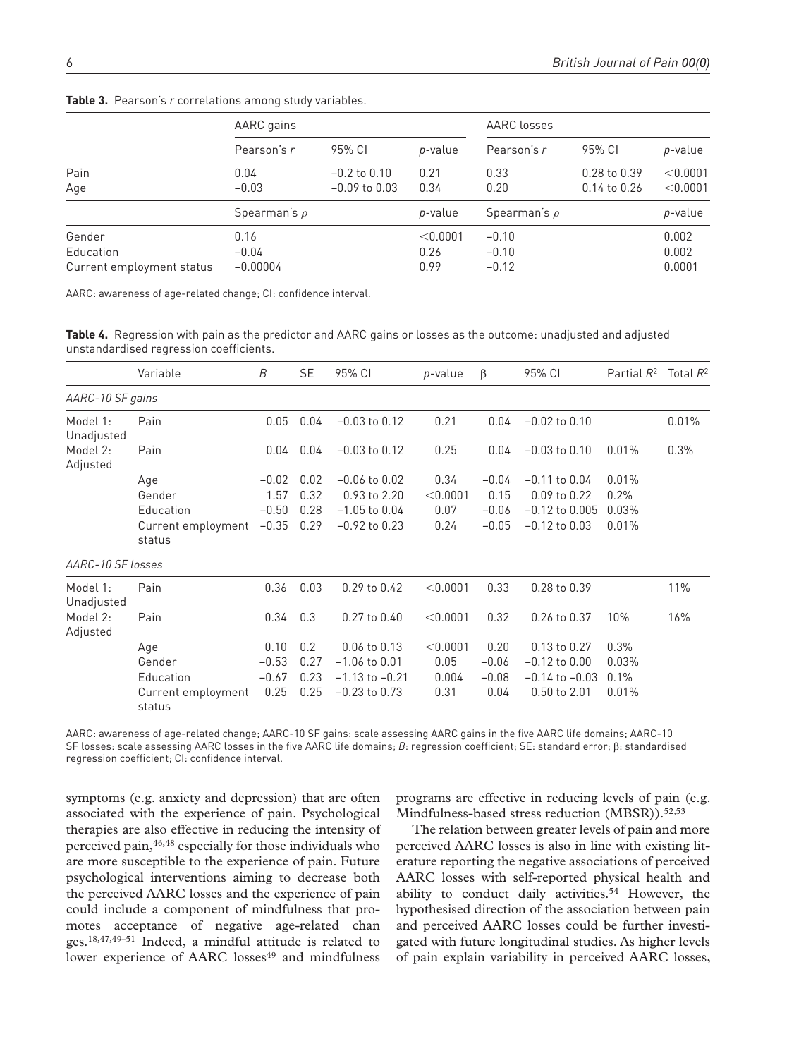**Table 3.** Pearson's *r* correlations among study variables.

| | AARC gains | | | AARC losses | | |
|---|---|---|---|---|---|---|
| | Pearson's *r* | 95% CI | *p*-value | Pearson's *r* | 95% CI | *p*-value |
| Pain | 0.04 | −0.2 to 0.10 | 0.21 | 0.33 | 0.28 to 0.39 | <0.0001 |
| Age | −0.03 | −0.09 to 0.03 | 0.34 | 0.20 | 0.14 to 0.26 | <0.0001 |
| | Spearman's $\rho$ | | *p*-value | Spearman's $\rho$ | | *p*-value |
| Gender | 0.16 | | <0.0001 | −0.10 | | 0.002 |
| Education | −0.04 | | 0.26 | −0.10 | | 0.002 |
| Current employment status | −0.00004 | | 0.99 | −0.12 | | 0.0001 |

AARC: awareness of age-related change; CI: confidence interval.

**Table 4.** Regression with pain as the predictor and AARC gains or losses as the outcome: unadjusted and adjusted unstandardised regression coefficients.

| | Variable | *B* | SE | 95% CI | *p*-value | β | 95% CI | Partial $R^2$ | Total $R^2$ |
|---|---|---|---|---|---|---|---|---|---|
| *AARC-10 SF gains* | | | | | | | | | |
| Model 1: Unadjusted | Pain | 0.05 | 0.04 | −0.03 to 0.12 | 0.21 | 0.04 | −0.02 to 0.10 | | 0.01% |
| Model 2: Adjusted | Pain | 0.04 | 0.04 | −0.03 to 0.12 | 0.25 | 0.04 | −0.03 to 0.10 | 0.01% | 0.3% |
| | Age | −0.02 | 0.02 | −0.06 to 0.02 | 0.34 | −0.04 | −0.11 to 0.04 | 0.01% | |
| | Gender | 1.57 | 0.32 | 0.93 to 2.20 | <0.0001 | 0.15 | 0.09 to 0.22 | 0.2% | |
| | Education | −0.50 | 0.28 | −1.05 to 0.04 | 0.07 | −0.06 | −0.12 to 0.005 | 0.03% | |
| | Current employment status | −0.35 | 0.29 | −0.92 to 0.23 | 0.24 | −0.05 | −0.12 to 0.03 | 0.01% | |
| *AARC-10 SF losses* | | | | | | | | | |
| Model 1: Unadjusted | Pain | 0.36 | 0.03 | 0.29 to 0.42 | <0.0001 | 0.33 | 0.28 to 0.39 | | 11% |
| Model 2: Adjusted | Pain | 0.34 | 0.3 | 0.27 to 0.40 | <0.0001 | 0.32 | 0.26 to 0.37 | 10% | 16% |
| | Age | 0.10 | 0.2 | 0.06 to 0.13 | <0.0001 | 0.20 | 0.13 to 0.27 | 0.3% | |
| | Gender | −0.53 | 0.27 | −1.06 to 0.01 | 0.05 | −0.06 | −0.12 to 0.00 | 0.03% | |
| | Education | −0.67 | 0.23 | −1.13 to −0.21 | 0.004 | −0.08 | −0.14 to −0.03 | 0.1% | |
| | Current employment status | 0.25 | 0.25 | −0.23 to 0.73 | 0.31 | 0.04 | 0.50 to 2.01 | 0.01% | |

AARC: awareness of age-related change; AARC-10 SF gains: scale assessing AARC gains in the five AARC life domains; AARC-10 SF losses: scale assessing AARC losses in the five AARC life domains; *B*: regression coefficient; SE: standard error; β: standardised regression coefficient; CI: confidence interval.

symptoms (e.g. anxiety and depression) that are often associated with the experience of pain. Psychological therapies are also effective in reducing the intensity of perceived pain,[46,48] especially for those individuals who are more susceptible to the experience of pain. Future psychological interventions aiming to decrease both the perceived AARC losses and the experience of pain could include a component of mindfulness that promotes acceptance of negative age-related changes.[18,47,49–51] Indeed, a mindful attitude is related to lower experience of AARC losses[49] and mindfulness programs are effective in reducing levels of pain (e.g. Mindfulness-based stress reduction (MBSR)).[52,53]

The relation between greater levels of pain and more perceived AARC losses is also in line with existing literature reporting the negative associations of perceived AARC losses with self-reported physical health and ability to conduct daily activities.[54] However, the hypothesised direction of the association between pain and perceived AARC losses could be further investigated with future longitudinal studies. As higher levels of pain explain variability in perceived AARC losses,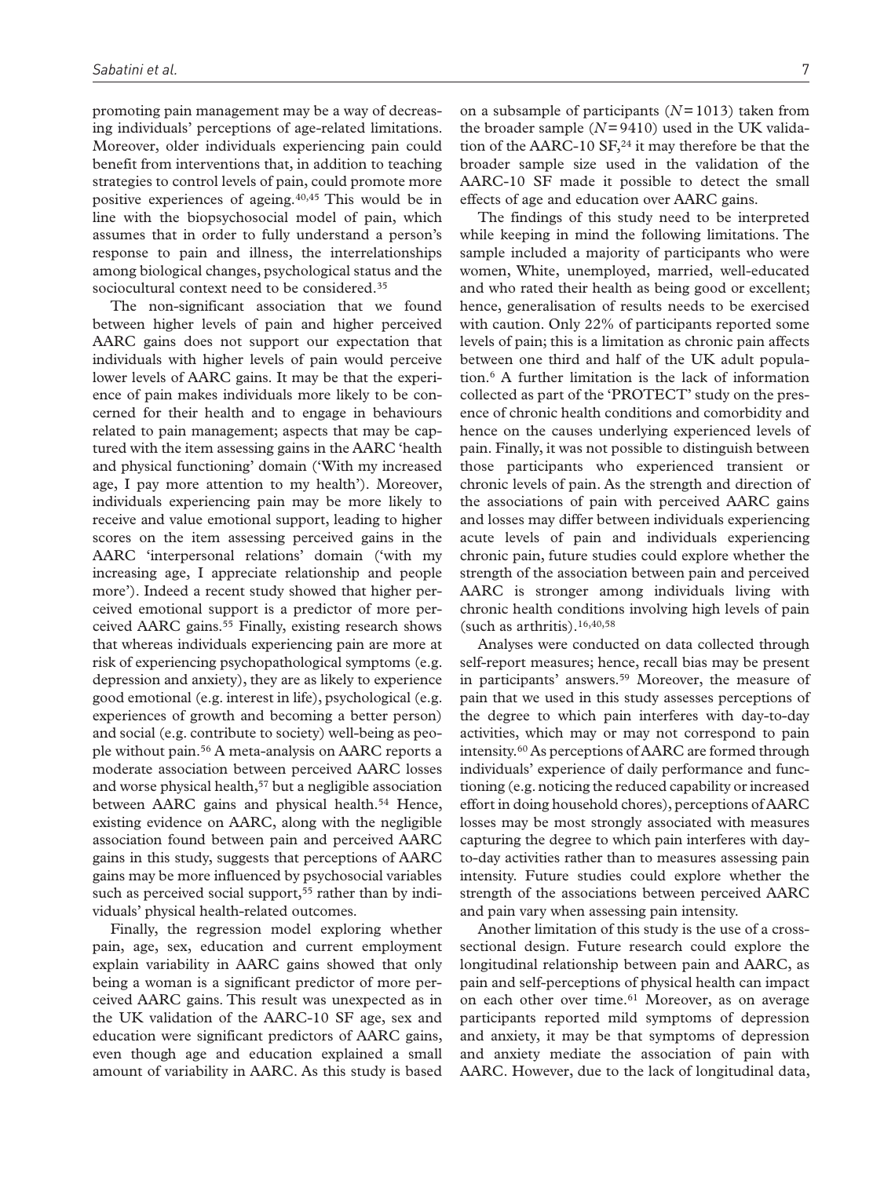promoting pain management may be a way of decreasing individuals' perceptions of age-related limitations. Moreover, older individuals experiencing pain could benefit from interventions that, in addition to teaching strategies to control levels of pain, could promote more positive experiences of ageing.[40,45] This would be in line with the biopsychosocial model of pain, which assumes that in order to fully understand a person's response to pain and illness, the interrelationships among biological changes, psychological status and the sociocultural context need to be considered.[35]

The non-significant association that we found between higher levels of pain and higher perceived AARC gains does not support our expectation that individuals with higher levels of pain would perceive lower levels of AARC gains. It may be that the experience of pain makes individuals more likely to be concerned for their health and to engage in behaviours related to pain management; aspects that may be captured with the item assessing gains in the AARC 'health and physical functioning' domain ('With my increased age, I pay more attention to my health'). Moreover, individuals experiencing pain may be more likely to receive and value emotional support, leading to higher scores on the item assessing perceived gains in the AARC 'interpersonal relations' domain ('with my increasing age, I appreciate relationship and people more'). Indeed a recent study showed that higher perceived emotional support is a predictor of more perceived AARC gains.[55] Finally, existing research shows that whereas individuals experiencing pain are more at risk of experiencing psychopathological symptoms (e.g. depression and anxiety), they are as likely to experience good emotional (e.g. interest in life), psychological (e.g. experiences of growth and becoming a better person) and social (e.g. contribute to society) well-being as people without pain.[56] A meta-analysis on AARC reports a moderate association between perceived AARC losses and worse physical health,[57] but a negligible association between AARC gains and physical health.[54] Hence, existing evidence on AARC, along with the negligible association found between pain and perceived AARC gains in this study, suggests that perceptions of AARC gains may be more influenced by psychosocial variables such as perceived social support,[55] rather than by individuals' physical health-related outcomes.

Finally, the regression model exploring whether pain, age, sex, education and current employment explain variability in AARC gains showed that only being a woman is a significant predictor of more perceived AARC gains. This result was unexpected as in the UK validation of the AARC-10 SF age, sex and education were significant predictors of AARC gains, even though age and education explained a small amount of variability in AARC. As this study is based on a subsample of participants ($N = 1013$) taken from the broader sample ($N = 9410$) used in the UK validation of the AARC-10 SF,[24] it may therefore be that the broader sample size used in the validation of the AARC-10 SF made it possible to detect the small effects of age and education over AARC gains.

The findings of this study need to be interpreted while keeping in mind the following limitations. The sample included a majority of participants who were women, White, unemployed, married, well-educated and who rated their health as being good or excellent; hence, generalisation of results needs to be exercised with caution. Only 22% of participants reported some levels of pain; this is a limitation as chronic pain affects between one third and half of the UK adult population.[6] A further limitation is the lack of information collected as part of the 'PROTECT' study on the presence of chronic health conditions and comorbidity and hence on the causes underlying experienced levels of pain. Finally, it was not possible to distinguish between those participants who experienced transient or chronic levels of pain. As the strength and direction of the associations of pain with perceived AARC gains and losses may differ between individuals experiencing acute levels of pain and individuals experiencing chronic pain, future studies could explore whether the strength of the association between pain and perceived AARC is stronger among individuals living with chronic health conditions involving high levels of pain (such as arthritis).[16,40,58]

Analyses were conducted on data collected through self-report measures; hence, recall bias may be present in participants' answers.[59] Moreover, the measure of pain that we used in this study assesses perceptions of the degree to which pain interferes with day-to-day activities, which may or may not correspond to pain intensity.[60] As perceptions of AARC are formed through individuals' experience of daily performance and functioning (e.g. noticing the reduced capability or increased effort in doing household chores), perceptions of AARC losses may be most strongly associated with measures capturing the degree to which pain interferes with day-to-day activities rather than to measures assessing pain intensity. Future studies could explore whether the strength of the associations between perceived AARC and pain vary when assessing pain intensity.

Another limitation of this study is the use of a cross-sectional design. Future research could explore the longitudinal relationship between pain and AARC, as pain and self-perceptions of physical health can impact on each other over time.[61] Moreover, as on average participants reported mild symptoms of depression and anxiety, it may be that symptoms of depression and anxiety mediate the association of pain with AARC. However, due to the lack of longitudinal data,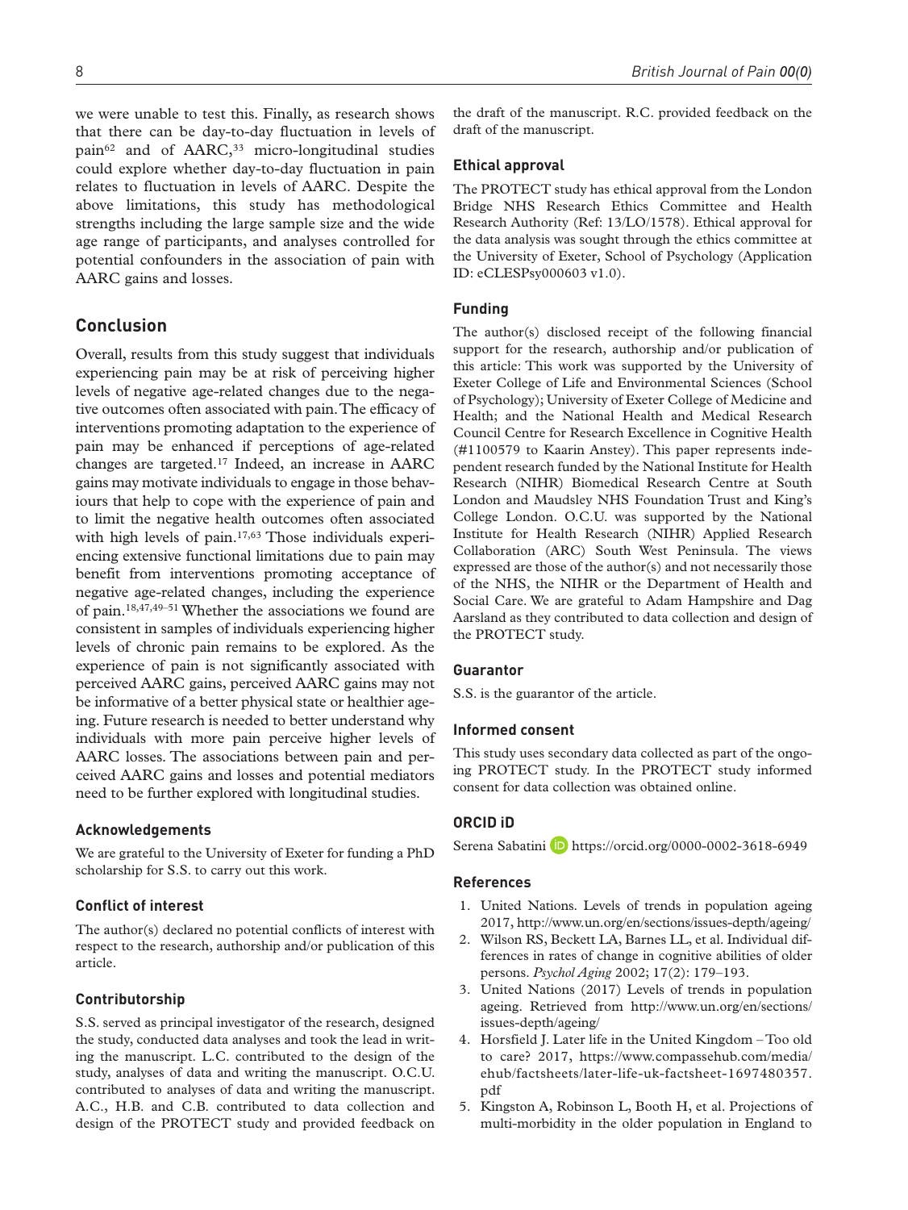we were unable to test this. Finally, as research shows that there can be day-to-day fluctuation in levels of pain[62] and of AARC,[33] micro-longitudinal studies could explore whether day-to-day fluctuation in pain relates to fluctuation in levels of AARC. Despite the above limitations, this study has methodological strengths including the large sample size and the wide age range of participants, and analyses controlled for potential confounders in the association of pain with AARC gains and losses.

## Conclusion

Overall, results from this study suggest that individuals experiencing pain may be at risk of perceiving higher levels of negative age-related changes due to the negative outcomes often associated with pain. The efficacy of interventions promoting adaptation to the experience of pain may be enhanced if perceptions of age-related changes are targeted.[17] Indeed, an increase in AARC gains may motivate individuals to engage in those behaviours that help to cope with the experience of pain and to limit the negative health outcomes often associated with high levels of pain.[17,63] Those individuals experiencing extensive functional limitations due to pain may benefit from interventions promoting acceptance of negative age-related changes, including the experience of pain.[18,47,49–51] Whether the associations we found are consistent in samples of individuals experiencing higher levels of chronic pain remains to be explored. As the experience of pain is not significantly associated with perceived AARC gains, perceived AARC gains may not be informative of a better physical state or healthier ageing. Future research is needed to better understand why individuals with more pain perceive higher levels of AARC losses. The associations between pain and perceived AARC gains and losses and potential mediators need to be further explored with longitudinal studies.

### Acknowledgements

We are grateful to the University of Exeter for funding a PhD scholarship for S.S. to carry out this work.

### Conflict of interest

The author(s) declared no potential conflicts of interest with respect to the research, authorship and/or publication of this article.

### Contributorship

S.S. served as principal investigator of the research, designed the study, conducted data analyses and took the lead in writing the manuscript. L.C. contributed to the design of the study, analyses of data and writing the manuscript. O.C.U. contributed to analyses of data and writing the manuscript. A.C., H.B. and C.B. contributed to data collection and design of the PROTECT study and provided feedback on the draft of the manuscript. R.C. provided feedback on the draft of the manuscript.

### Ethical approval

The PROTECT study has ethical approval from the London Bridge NHS Research Ethics Committee and Health Research Authority (Ref: 13/LO/1578). Ethical approval for the data analysis was sought through the ethics committee at the University of Exeter, School of Psychology (Application ID: eCLESPsy000603 v1.0).

### Funding

The author(s) disclosed receipt of the following financial support for the research, authorship and/or publication of this article: This work was supported by the University of Exeter College of Life and Environmental Sciences (School of Psychology); University of Exeter College of Medicine and Health; and the National Health and Medical Research Council Centre for Research Excellence in Cognitive Health (#1100579 to Kaarin Anstey). This paper represents independent research funded by the National Institute for Health Research (NIHR) Biomedical Research Centre at South London and Maudsley NHS Foundation Trust and King's College London. O.C.U. was supported by the National Institute for Health Research (NIHR) Applied Research Collaboration (ARC) South West Peninsula. The views expressed are those of the author(s) and not necessarily those of the NHS, the NIHR or the Department of Health and Social Care. We are grateful to Adam Hampshire and Dag Aarsland as they contributed to data collection and design of the PROTECT study.

### Guarantor

S.S. is the guarantor of the article.

### Informed consent

This study uses secondary data collected as part of the ongoing PROTECT study. In the PROTECT study informed consent for data collection was obtained online.

### ORCID iD

Serena Sabatini https://orcid.org/0000-0002-3618-6949

### References

1. United Nations. Levels of trends in population ageing 2017, http://www.un.org/en/sections/issues-depth/ageing/
2. Wilson RS, Beckett LA, Barnes LL, et al. Individual differences in rates of change in cognitive abilities of older persons. *Psychol Aging* 2002; 17(2): 179–193.
3. United Nations (2017) Levels of trends in population ageing. Retrieved from http://www.un.org/en/sections/issues-depth/ageing/
4. Horsfield J. Later life in the United Kingdom – Too old to care? 2017, https://www.compassehub.com/media/ehub/factsheets/later-life-uk-factsheet-1697480357.pdf
5. Kingston A, Robinson L, Booth H, et al. Projections of multi-morbidity in the older population in England to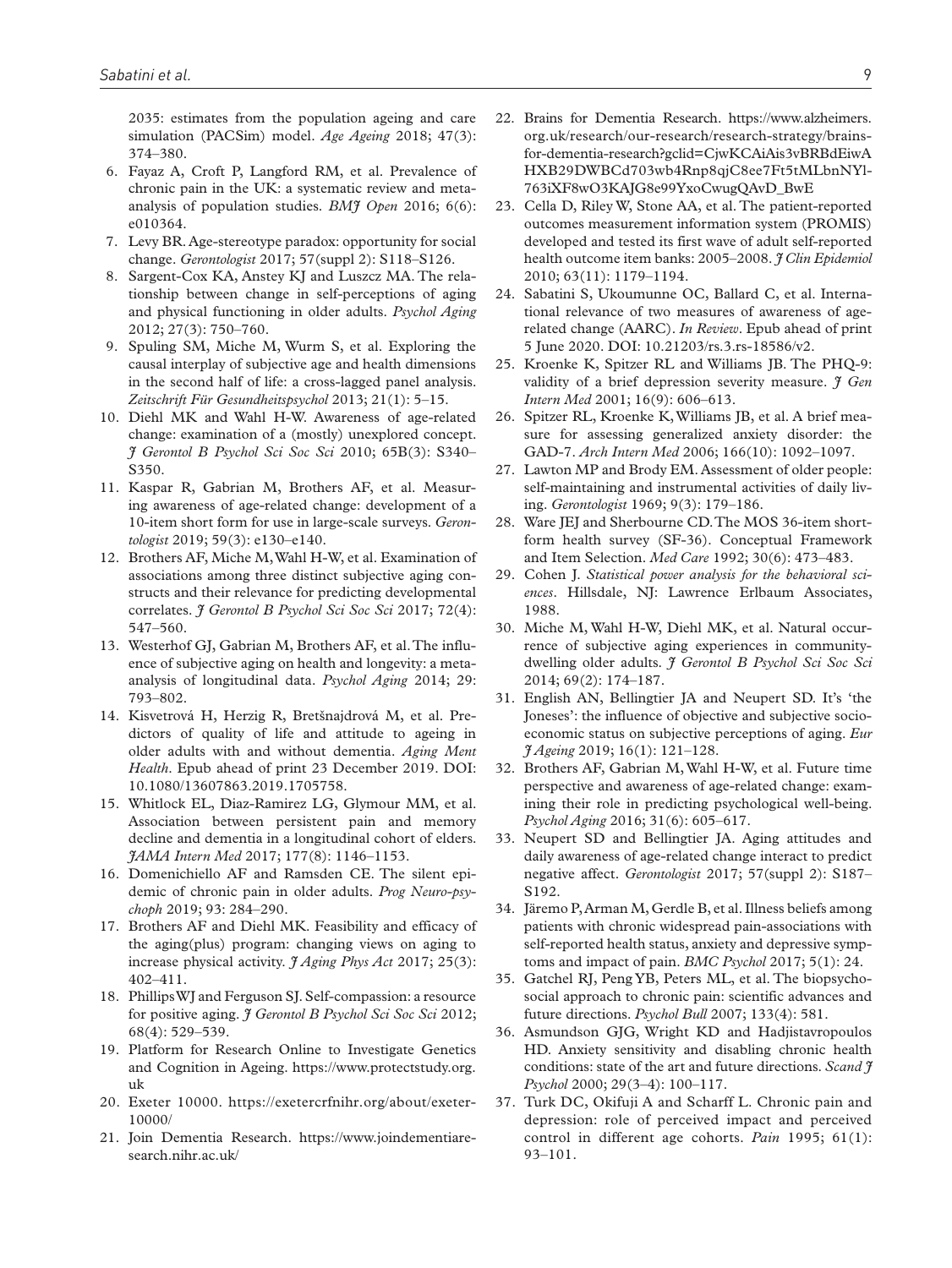2035: estimates from the population ageing and care simulation (PACSim) model. *Age Ageing* 2018; 47(3): 374–380.

6. Fayaz A, Croft P, Langford RM, et al. Prevalence of chronic pain in the UK: a systematic review and meta-analysis of population studies. *BMJ Open* 2016; 6(6): e010364.
7. Levy BR. Age-stereotype paradox: opportunity for social change. *Gerontologist* 2017; 57(suppl 2): S118–S126.
8. Sargent-Cox KA, Anstey KJ and Luszcz MA. The relationship between change in self-perceptions of aging and physical functioning in older adults. *Psychol Aging* 2012; 27(3): 750–760.
9. Spuling SM, Miche M, Wurm S, et al. Exploring the causal interplay of subjective age and health dimensions in the second half of life: a cross-lagged panel analysis. *Zeitschrift Für Gesundheitspsychol* 2013; 21(1): 5–15.
10. Diehl MK and Wahl H-W. Awareness of age-related change: examination of a (mostly) unexplored concept. *J Gerontol B Psychol Sci Soc Sci* 2010; 65B(3): S340–S350.
11. Kaspar R, Gabrian M, Brothers AF, et al. Measuring awareness of age-related change: development of a 10-item short form for use in large-scale surveys. *Gerontologist* 2019; 59(3): e130–e140.
12. Brothers AF, Miche M, Wahl H-W, et al. Examination of associations among three distinct subjective aging constructs and their relevance for predicting developmental correlates. *J Gerontol B Psychol Sci Soc Sci* 2017; 72(4): 547–560.
13. Westerhof GJ, Gabrian M, Brothers AF, et al. The influence of subjective aging on health and longevity: a meta-analysis of longitudinal data. *Psychol Aging* 2014; 29: 793–802.
14. Kisvetrová H, Herzig R, Bretšnajdrová M, et al. Predictors of quality of life and attitude to ageing in older adults with and without dementia. *Aging Ment Health*. Epub ahead of print 23 December 2019. DOI: 10.1080/13607863.2019.1705758.
15. Whitlock EL, Diaz-Ramirez LG, Glymour MM, et al. Association between persistent pain and memory decline and dementia in a longitudinal cohort of elders. *JAMA Intern Med* 2017; 177(8): 1146–1153.
16. Domenichiello AF and Ramsden CE. The silent epidemic of chronic pain in older adults. *Prog Neuro-psychoph* 2019; 93: 284–290.
17. Brothers AF and Diehl MK. Feasibility and efficacy of the aging(plus) program: changing views on aging to increase physical activity. *J Aging Phys Act* 2017; 25(3): 402–411.
18. Phillips WJ and Ferguson SJ. Self-compassion: a resource for positive aging. *J Gerontol B Psychol Sci Soc Sci* 2012; 68(4): 529–539.
19. Platform for Research Online to Investigate Genetics and Cognition in Ageing. https://www.protectstudy.org.uk
20. Exeter 10000. https://exetercrfnihr.org/about/exeter-10000/
21. Join Dementia Research. https://www.joindementiaresearch.nihr.ac.uk/
22. Brains for Dementia Research. https://www.alzheimers.org.uk/research/our-research/research-strategy/brains-for-dementia-research?gclid=CjwKCAiAis3vBRBdEiwAHXB29DWBCd703wb4Rnp8qjC8ee7Ft5tMLbnNYl-763iXF8wO3KAJG8e99YxoCwugQAvD_BwE
23. Cella D, Riley W, Stone AA, et al. The patient-reported outcomes measurement information system (PROMIS) developed and tested its first wave of adult self-reported health outcome item banks: 2005–2008. *J Clin Epidemiol* 2010; 63(11): 1179–1194.
24. Sabatini S, Ukoumunne OC, Ballard C, et al. International relevance of two measures of awareness of age-related change (AARC). *In Review*. Epub ahead of print 5 June 2020. DOI: 10.21203/rs.3.rs-18586/v2.
25. Kroenke K, Spitzer RL and Williams JB. The PHQ-9: validity of a brief depression severity measure. *J Gen Intern Med* 2001; 16(9): 606–613.
26. Spitzer RL, Kroenke K, Williams JB, et al. A brief measure for assessing generalized anxiety disorder: the GAD-7. *Arch Intern Med* 2006; 166(10): 1092–1097.
27. Lawton MP and Brody EM. Assessment of older people: self-maintaining and instrumental activities of daily living. *Gerontologist* 1969; 9(3): 179–186.
28. Ware JEJ and Sherbourne CD. The MOS 36-item short-form health survey (SF-36). Conceptual Framework and Item Selection. *Med Care* 1992; 30(6): 473–483.
29. Cohen J. *Statistical power analysis for the behavioral sciences*. Hillsdale, NJ: Lawrence Erlbaum Associates, 1988.
30. Miche M, Wahl H-W, Diehl MK, et al. Natural occurrence of subjective aging experiences in community-dwelling older adults. *J Gerontol B Psychol Sci Soc Sci* 2014; 69(2): 174–187.
31. English AN, Bellingtier JA and Neupert SD. It's 'the Joneses': the influence of objective and subjective socioeconomic status on subjective perceptions of aging. *Eur J Ageing* 2019; 16(1): 121–128.
32. Brothers AF, Gabrian M, Wahl H-W, et al. Future time perspective and awareness of age-related change: examining their role in predicting psychological well-being. *Psychol Aging* 2016; 31(6): 605–617.
33. Neupert SD and Bellingtier JA. Aging attitudes and daily awareness of age-related change interact to predict negative affect. *Gerontologist* 2017; 57(suppl 2): S187–S192.
34. Järemo P, Arman M, Gerdle B, et al. Illness beliefs among patients with chronic widespread pain-associations with self-reported health status, anxiety and depressive symptoms and impact of pain. *BMC Psychol* 2017; 5(1): 24.
35. Gatchel RJ, Peng YB, Peters ML, et al. The biopsychosocial approach to chronic pain: scientific advances and future directions. *Psychol Bull* 2007; 133(4): 581.
36. Asmundson GJG, Wright KD and Hadjistavropoulos HD. Anxiety sensitivity and disabling chronic health conditions: state of the art and future directions. *Scand J Psychol* 2000; 29(3–4): 100–117.
37. Turk DC, Okifuji A and Scharff L. Chronic pain and depression: role of perceived impact and perceived control in different age cohorts. *Pain* 1995; 61(1): 93–101.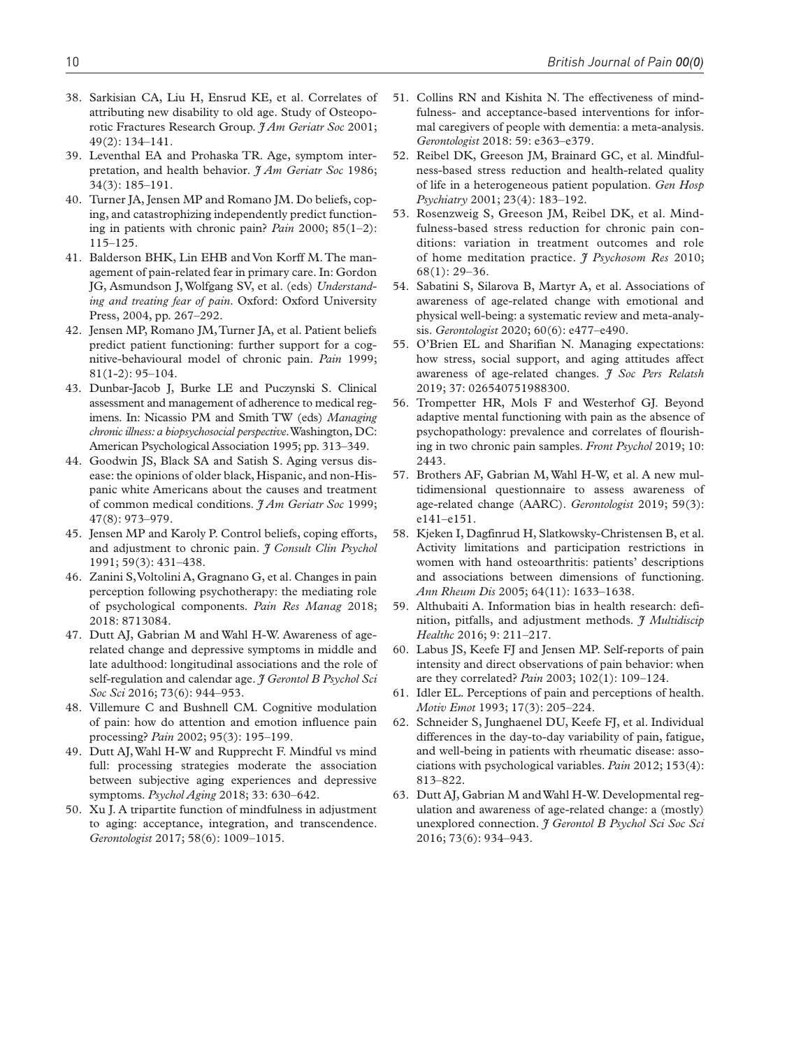38. Sarkisian CA, Liu H, Ensrud KE, et al. Correlates of attributing new disability to old age. Study of Osteoporotic Fractures Research Group. *J Am Geriatr Soc* 2001; 49(2): 134–141.
39. Leventhal EA and Prohaska TR. Age, symptom interpretation, and health behavior. *J Am Geriatr Soc* 1986; 34(3): 185–191.
40. Turner JA, Jensen MP and Romano JM. Do beliefs, coping, and catastrophizing independently predict functioning in patients with chronic pain? *Pain* 2000; 85(1–2): 115–125.
41. Balderson BHK, Lin EHB and Von Korff M. The management of pain-related fear in primary care. In: Gordon JG, Asmundson J, Wolfgang SV, et al. (eds) *Understanding and treating fear of pain*. Oxford: Oxford University Press, 2004, pp. 267–292.
42. Jensen MP, Romano JM, Turner JA, et al. Patient beliefs predict patient functioning: further support for a cognitive-behavioural model of chronic pain. *Pain* 1999; 81(1-2): 95–104.
43. Dunbar-Jacob J, Burke LE and Puczynski S. Clinical assessment and management of adherence to medical regimens. In: Nicassio PM and Smith TW (eds) *Managing chronic illness: a biopsychosocial perspective*. Washington, DC: American Psychological Association 1995; pp. 313–349.
44. Goodwin JS, Black SA and Satish S. Aging versus disease: the opinions of older black, Hispanic, and non-Hispanic white Americans about the causes and treatment of common medical conditions. *J Am Geriatr Soc* 1999; 47(8): 973–979.
45. Jensen MP and Karoly P. Control beliefs, coping efforts, and adjustment to chronic pain. *J Consult Clin Psychol* 1991; 59(3): 431–438.
46. Zanini S, Voltolini A, Gragnano G, et al. Changes in pain perception following psychotherapy: the mediating role of psychological components. *Pain Res Manag* 2018; 2018: 8713084.
47. Dutt AJ, Gabrian M and Wahl H-W. Awareness of age-related change and depressive symptoms in middle and late adulthood: longitudinal associations and the role of self-regulation and calendar age. *J Gerontol B Psychol Sci Soc Sci* 2016; 73(6): 944–953.
48. Villemure C and Bushnell CM. Cognitive modulation of pain: how do attention and emotion influence pain processing? *Pain* 2002; 95(3): 195–199.
49. Dutt AJ, Wahl H-W and Rupprecht F. Mindful vs mind full: processing strategies moderate the association between subjective aging experiences and depressive symptoms. *Psychol Aging* 2018; 33: 630–642.
50. Xu J. A tripartite function of mindfulness in adjustment to aging: acceptance, integration, and transcendence. *Gerontologist* 2017; 58(6): 1009–1015.
51. Collins RN and Kishita N. The effectiveness of mindfulness- and acceptance-based interventions for informal caregivers of people with dementia: a meta-analysis. *Gerontologist* 2018: 59: e363–e379.
52. Reibel DK, Greeson JM, Brainard GC, et al. Mindfulness-based stress reduction and health-related quality of life in a heterogeneous patient population. *Gen Hosp Psychiatry* 2001; 23(4): 183–192.
53. Rosenzweig S, Greeson JM, Reibel DK, et al. Mindfulness-based stress reduction for chronic pain conditions: variation in treatment outcomes and role of home meditation practice. *J Psychosom Res* 2010; 68(1): 29–36.
54. Sabatini S, Silarova B, Martyr A, et al. Associations of awareness of age-related change with emotional and physical well-being: a systematic review and meta-analysis. *Gerontologist* 2020; 60(6): e477–e490.
55. O'Brien EL and Sharifian N. Managing expectations: how stress, social support, and aging attitudes affect awareness of age-related changes. *J Soc Pers Relatsh* 2019; 37: 026540751988300.
56. Trompetter HR, Mols F and Westerhof GJ. Beyond adaptive mental functioning with pain as the absence of psychopathology: prevalence and correlates of flourishing in two chronic pain samples. *Front Psychol* 2019; 10: 2443.
57. Brothers AF, Gabrian M, Wahl H-W, et al. A new multidimensional questionnaire to assess awareness of age-related change (AARC). *Gerontologist* 2019; 59(3): e141–e151.
58. Kjeken I, Dagfinrud H, Slatkowsky-Christensen B, et al. Activity limitations and participation restrictions in women with hand osteoarthritis: patients' descriptions and associations between dimensions of functioning. *Ann Rheum Dis* 2005; 64(11): 1633–1638.
59. Althubaiti A. Information bias in health research: definition, pitfalls, and adjustment methods. *J Multidiscip Healthc* 2016; 9: 211–217.
60. Labus JS, Keefe FJ and Jensen MP. Self-reports of pain intensity and direct observations of pain behavior: when are they correlated? *Pain* 2003; 102(1): 109–124.
61. Idler EL. Perceptions of pain and perceptions of health. *Motiv Emot* 1993; 17(3): 205–224.
62. Schneider S, Junghaenel DU, Keefe FJ, et al. Individual differences in the day-to-day variability of pain, fatigue, and well-being in patients with rheumatic disease: associations with psychological variables. *Pain* 2012; 153(4): 813–822.
63. Dutt AJ, Gabrian M and Wahl H-W. Developmental regulation and awareness of age-related change: a (mostly) unexplored connection. *J Gerontol B Psychol Sci Soc Sci* 2016; 73(6): 934–943.